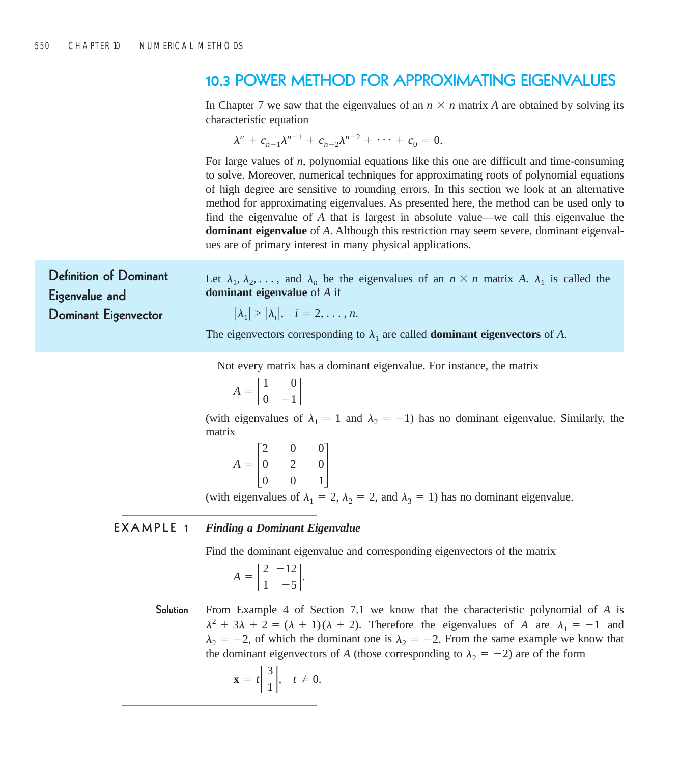## 10.3 POWER METHOD FOR APPROXIMATING EIGENVALUES

In Chapter 7 we saw that the eigenvalues of an $n \times n$ matrix $A$ are obtained by solving its characteristic equation

$$\lambda^n + c_{n-1}\lambda^{n-1} + c_{n-2}\lambda^{n-2} + \cdots + c_0 = 0.$$

For large values of $n$, polynomial equations like this one are difficult and time-consuming to solve. Moreover, numerical techniques for approximating roots of polynomial equations of high degree are sensitive to rounding errors. In this section we look at an alternative method for approximating eigenvalues. As presented here, the method can be used only to find the eigenvalue of $A$ that is largest in absolute value—we call this eigenvalue the **dominant eigenvalue** of $A$. Although this restriction may seem severe, dominant eigenvalues are of primary interest in many physical applications.

**Definition of Dominant Eigenvalue and Dominant Eigenvector**

Let $\lambda_1, \lambda_2, \ldots,$ and $\lambda_n$ be the eigenvalues of an $n \times n$ matrix $A$. $\lambda_1$ is called the **dominant eigenvalue** of $A$ if

$$|\lambda_1| > |\lambda_i|, \quad i = 2, \ldots, n.$$

The eigenvectors corresponding to $\lambda_1$ are called **dominant eigenvectors** of $A$.

Not every matrix has a dominant eigenvalue. For instance, the matrix

$$A = \begin{bmatrix} 1 & 0 \\ 0 & -1 \end{bmatrix}$$

(with eigenvalues of $\lambda_1 = 1$ and $\lambda_2 = -1$) has no dominant eigenvalue. Similarly, the matrix

$$A = \begin{bmatrix} 2 & 0 & 0 \\ 0 & 2 & 0 \\ 0 & 0 & 1 \end{bmatrix}$$

(with eigenvalues of $\lambda_1 = 2$, $\lambda_2 = 2$, and $\lambda_3 = 1$) has no dominant eigenvalue.

**EXAMPLE 1** ***Finding a Dominant Eigenvalue***

Find the dominant eigenvalue and corresponding eigenvectors of the matrix

$$A = \begin{bmatrix} 2 & -12 \\ 1 & -5 \end{bmatrix}.$$

**Solution** From Example 4 of Section 7.1 we know that the characteristic polynomial of $A$ is $\lambda^2 + 3\lambda + 2 = (\lambda + 1)(\lambda + 2)$. Therefore the eigenvalues of $A$ are $\lambda_1 = -1$ and $\lambda_2 = -2$, of which the dominant one is $\lambda_2 = -2$. From the same example we know that the dominant eigenvectors of $A$ (those corresponding to $\lambda_2 = -2$) are of the form

$$\mathbf{x} = t\begin{bmatrix} 3 \\ 1 \end{bmatrix}, \quad t \neq 0.$$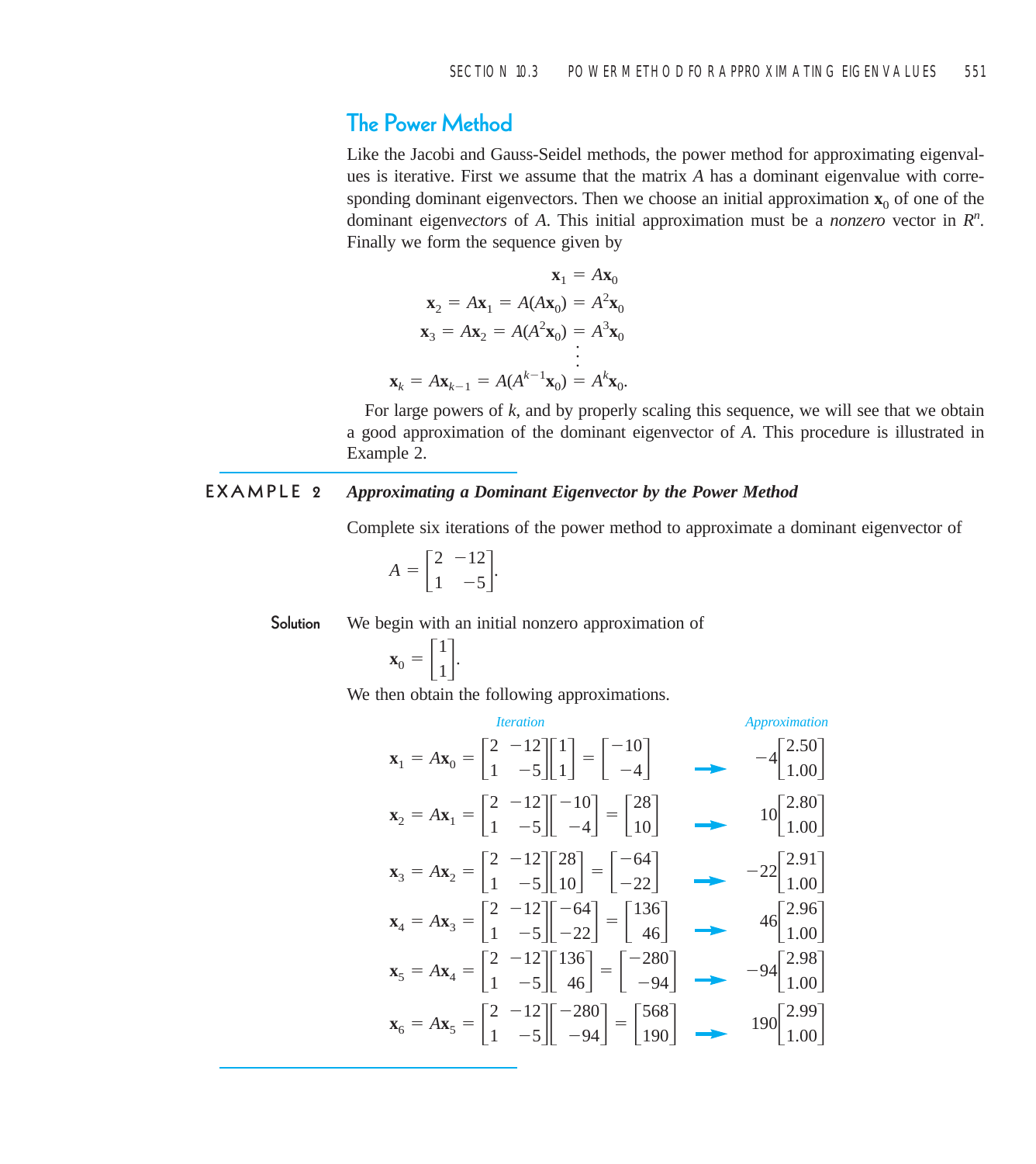## The Power Method

Like the Jacobi and Gauss-Seidel methods, the power method for approximating eigenvalues is iterative. First we assume that the matrix $A$ has a dominant eigenvalue with corresponding dominant eigenvectors. Then we choose an initial approximation $\mathbf{x}_0$ of one of the dominant eigen*vectors* of $A$. This initial approximation must be a *nonzero* vector in $R^n$. Finally we form the sequence given by

$$
\begin{aligned}
\mathbf{x}_1 &= A\mathbf{x}_0 \\
\mathbf{x}_2 = A\mathbf{x}_1 = A(A\mathbf{x}_0) &= A^2\mathbf{x}_0 \\
\mathbf{x}_3 = A\mathbf{x}_2 = A(A^2\mathbf{x}_0) &= A^3\mathbf{x}_0 \\
&\vdots \\
\mathbf{x}_k = A\mathbf{x}_{k-1} = A(A^{k-1}\mathbf{x}_0) &= A^k\mathbf{x}_0.
\end{aligned}
$$

For large powers of $k$, and by properly scaling this sequence, we will see that we obtain a good approximation of the dominant eigenvector of $A$. This procedure is illustrated in Example 2.

**EXAMPLE 2** ***Approximating a Dominant Eigenvector by the Power Method***

Complete six iterations of the power method to approximate a dominant eigenvector of

$$A = \begin{bmatrix} 2 & -12 \\ 1 & -5 \end{bmatrix}.$$

**Solution** We begin with an initial nonzero approximation of

$$\mathbf{x}_0 = \begin{bmatrix} 1 \\ 1 \end{bmatrix}.$$

We then obtain the following approximations.

| *Iteration* | | *Approximation* |
|---|---|---|
| $\mathbf{x}_1 = A\mathbf{x}_0 = \begin{bmatrix} 2 & -12 \\ 1 & -5 \end{bmatrix}\begin{bmatrix} 1 \\ 1 \end{bmatrix} = \begin{bmatrix} -10 \\ -4 \end{bmatrix}$ | → | $-4\begin{bmatrix} 2.50 \\ 1.00 \end{bmatrix}$ |
| $\mathbf{x}_2 = A\mathbf{x}_1 = \begin{bmatrix} 2 & -12 \\ 1 & -5 \end{bmatrix}\begin{bmatrix} -10 \\ -4 \end{bmatrix} = \begin{bmatrix} 28 \\ 10 \end{bmatrix}$ | → | $10\begin{bmatrix} 2.80 \\ 1.00 \end{bmatrix}$ |
| $\mathbf{x}_3 = A\mathbf{x}_2 = \begin{bmatrix} 2 & -12 \\ 1 & -5 \end{bmatrix}\begin{bmatrix} 28 \\ 10 \end{bmatrix} = \begin{bmatrix} -64 \\ -22 \end{bmatrix}$ | → | $-22\begin{bmatrix} 2.91 \\ 1.00 \end{bmatrix}$ |
| $\mathbf{x}_4 = A\mathbf{x}_3 = \begin{bmatrix} 2 & -12 \\ 1 & -5 \end{bmatrix}\begin{bmatrix} -64 \\ -22 \end{bmatrix} = \begin{bmatrix} 136 \\ 46 \end{bmatrix}$ | → | $46\begin{bmatrix} 2.96 \\ 1.00 \end{bmatrix}$ |
| $\mathbf{x}_5 = A\mathbf{x}_4 = \begin{bmatrix} 2 & -12 \\ 1 & -5 \end{bmatrix}\begin{bmatrix} 136 \\ 46 \end{bmatrix} = \begin{bmatrix} -280 \\ -94 \end{bmatrix}$ | → | $-94\begin{bmatrix} 2.98 \\ 1.00 \end{bmatrix}$ |
| $\mathbf{x}_6 = A\mathbf{x}_5 = \begin{bmatrix} 2 & -12 \\ 1 & -5 \end{bmatrix}\begin{bmatrix} -280 \\ -94 \end{bmatrix} = \begin{bmatrix} 568 \\ 190 \end{bmatrix}$ | → | $190\begin{bmatrix} 2.99 \\ 1.00 \end{bmatrix}$ |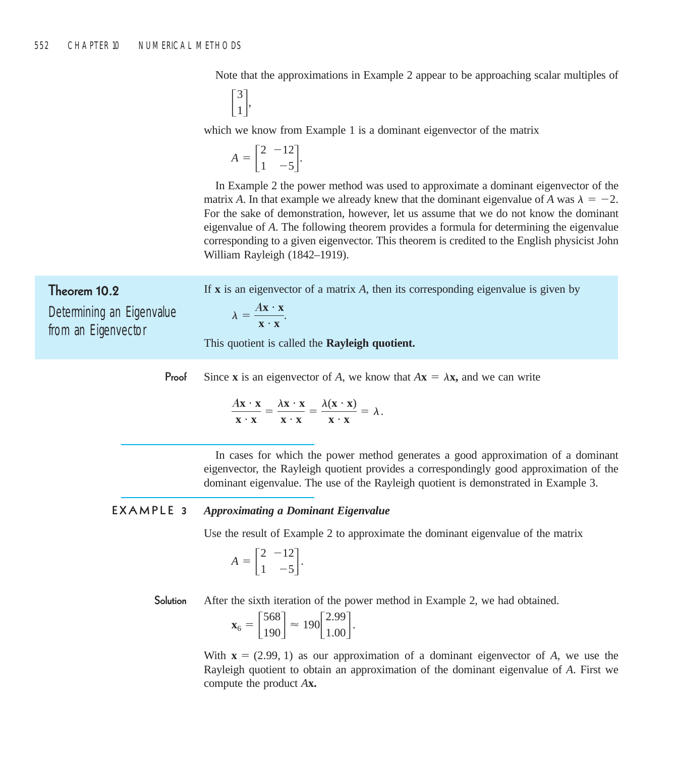Note that the approximations in Example 2 appear to be approaching scalar multiples of

$$\begin{bmatrix} 3 \\ 1 \end{bmatrix},$$

which we know from Example 1 is a dominant eigenvector of the matrix

$$A = \begin{bmatrix} 2 & -12 \\ 1 & -5 \end{bmatrix}.$$

In Example 2 the power method was used to approximate a dominant eigenvector of the matrix $A$. In that example we already knew that the dominant eigenvalue of $A$ was $\lambda = -2$. For the sake of demonstration, however, let us assume that we do not know the dominant eigenvalue of $A$. The following theorem provides a formula for determining the eigenvalue corresponding to a given eigenvector. This theorem is credited to the English physicist John William Rayleigh (1842–1919).

**Theorem 10.2**

**Determining an Eigenvalue from an Eigenvector**

If $\mathbf{x}$ is an eigenvector of a matrix $A$, then its corresponding eigenvalue is given by

$$\lambda = \frac{A\mathbf{x} \cdot \mathbf{x}}{\mathbf{x} \cdot \mathbf{x}}.$$

This quotient is called the **Rayleigh quotient.**

**Proof** Since $\mathbf{x}$ is an eigenvector of $A$, we know that $A\mathbf{x} = \lambda\mathbf{x}$, and we can write

$$\frac{A\mathbf{x} \cdot \mathbf{x}}{\mathbf{x} \cdot \mathbf{x}} = \frac{\lambda\mathbf{x} \cdot \mathbf{x}}{\mathbf{x} \cdot \mathbf{x}} = \frac{\lambda(\mathbf{x} \cdot \mathbf{x})}{\mathbf{x} \cdot \mathbf{x}} = \lambda.$$

In cases for which the power method generates a good approximation of a dominant eigenvector, the Rayleigh quotient provides a correspondingly good approximation of the dominant eigenvalue. The use of the Rayleigh quotient is demonstrated in Example 3.

**EXAMPLE 3** ***Approximating a Dominant Eigenvalue***

Use the result of Example 2 to approximate the dominant eigenvalue of the matrix

$$A = \begin{bmatrix} 2 & -12 \\ 1 & -5 \end{bmatrix}.$$

**Solution** After the sixth iteration of the power method in Example 2, we had obtained.

$$\mathbf{x}_6 = \begin{bmatrix} 568 \\ 190 \end{bmatrix} \approx 190\begin{bmatrix} 2.99 \\ 1.00 \end{bmatrix}.$$

With $\mathbf{x} = (2.99, 1)$ as our approximation of a dominant eigenvector of $A$, we use the Rayleigh quotient to obtain an approximation of the dominant eigenvalue of $A$. First we compute the product $A\mathbf{x}$.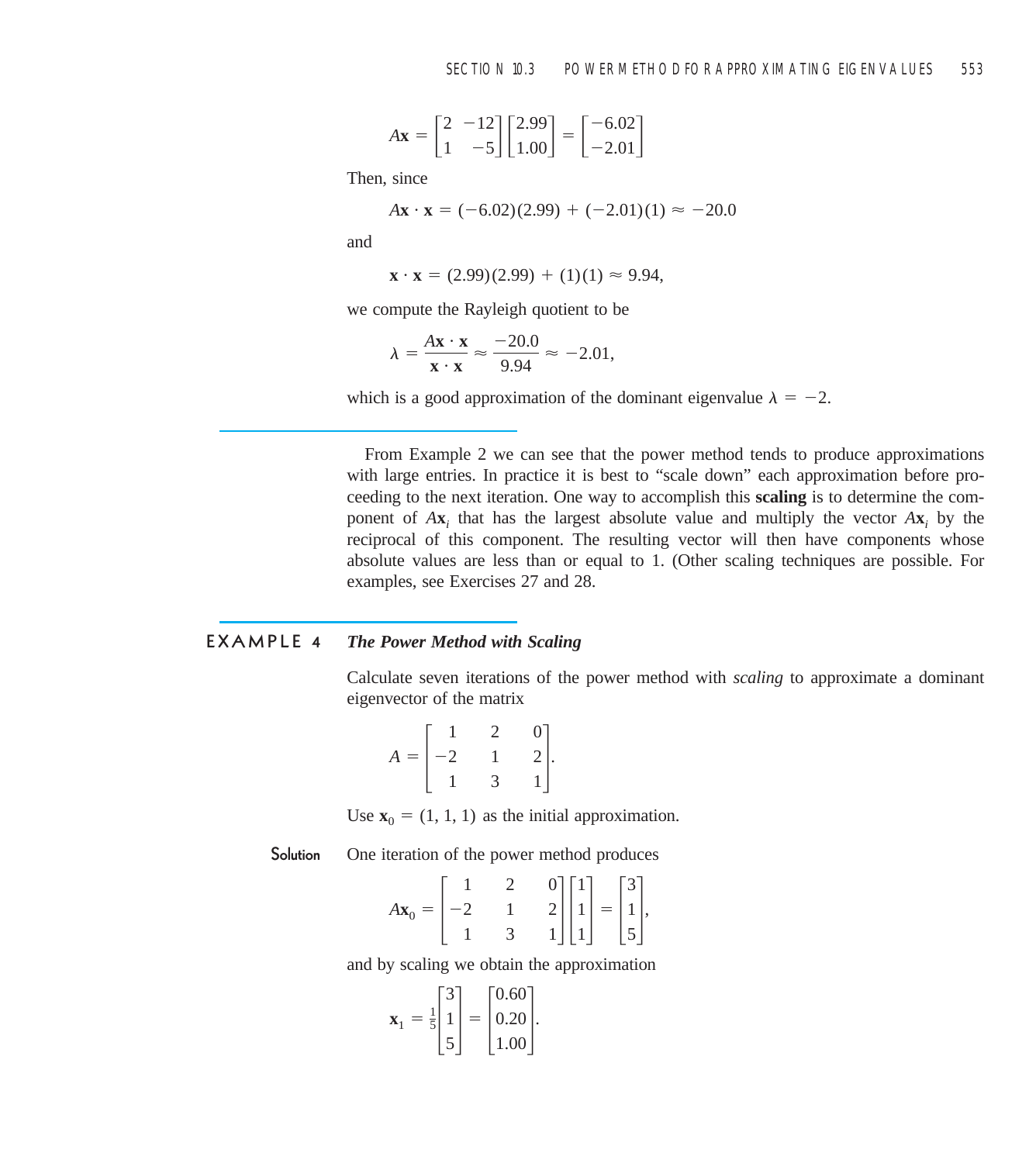$$A\mathbf{x} = \begin{bmatrix} 2 & -12 \\ 1 & -5 \end{bmatrix} \begin{bmatrix} 2.99 \\ 1.00 \end{bmatrix} = \begin{bmatrix} -6.02 \\ -2.01 \end{bmatrix}$$

Then, since

$$A\mathbf{x} \cdot \mathbf{x} = (-6.02)(2.99) + (-2.01)(1) \approx -20.0$$

and

$$\mathbf{x} \cdot \mathbf{x} = (2.99)(2.99) + (1)(1) \approx 9.94,$$

we compute the Rayleigh quotient to be

$$\lambda = \frac{A\mathbf{x} \cdot \mathbf{x}}{\mathbf{x} \cdot \mathbf{x}} \approx \frac{-20.0}{9.94} \approx -2.01,$$

which is a good approximation of the dominant eigenvalue $\lambda = -2$.

From Example 2 we can see that the power method tends to produce approximations with large entries. In practice it is best to "scale down" each approximation before proceeding to the next iteration. One way to accomplish this **scaling** is to determine the component of $A\mathbf{x}_i$ that has the largest absolute value and multiply the vector $A\mathbf{x}_i$ by the reciprocal of this component. The resulting vector will then have components whose absolute values are less than or equal to 1. (Other scaling techniques are possible. For examples, see Exercises 27 and 28.

## EXAMPLE 4 *The Power Method with Scaling*

Calculate seven iterations of the power method with *scaling* to approximate a dominant eigenvector of the matrix

$$A = \begin{bmatrix} 1 & 2 & 0 \\ -2 & 1 & 2 \\ 1 & 3 & 1 \end{bmatrix}.$$

Use $\mathbf{x}_0 = (1, 1, 1)$ as the initial approximation.

**Solution** One iteration of the power method produces

$$A\mathbf{x}_0 = \begin{bmatrix} 1 & 2 & 0 \\ -2 & 1 & 2 \\ 1 & 3 & 1 \end{bmatrix} \begin{bmatrix} 1 \\ 1 \\ 1 \end{bmatrix} = \begin{bmatrix} 3 \\ 1 \\ 5 \end{bmatrix},$$

and by scaling we obtain the approximation

$$\mathbf{x}_1 = \tfrac{1}{5} \begin{bmatrix} 3 \\ 1 \\ 5 \end{bmatrix} = \begin{bmatrix} 0.60 \\ 0.20 \\ 1.00 \end{bmatrix}.$$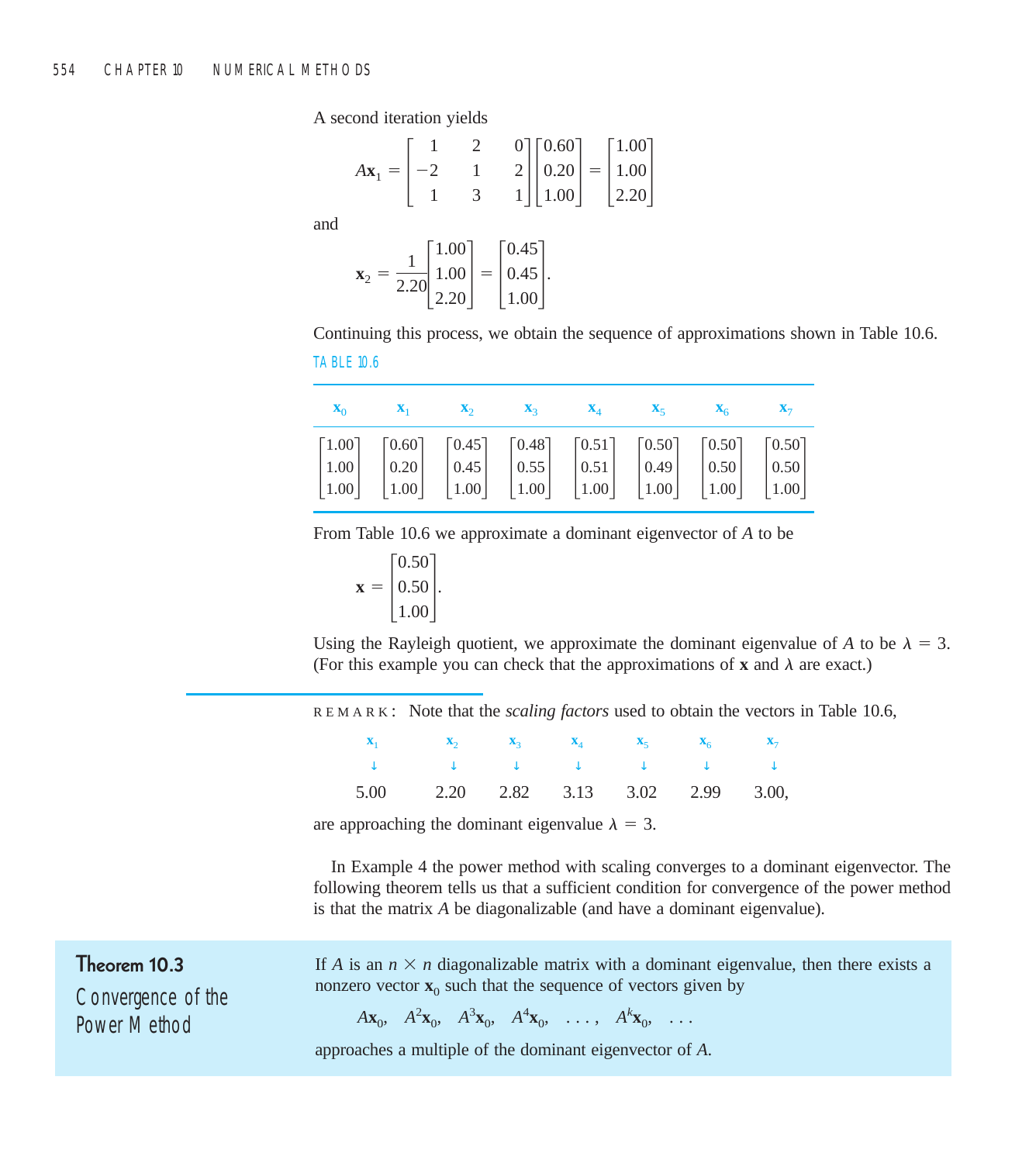A second iteration yields

$$A\mathbf{x}_1 = \begin{bmatrix} 1 & 2 & 0 \\ -2 & 1 & 2 \\ 1 & 3 & 1 \end{bmatrix} \begin{bmatrix} 0.60 \\ 0.20 \\ 1.00 \end{bmatrix} = \begin{bmatrix} 1.00 \\ 1.00 \\ 2.20 \end{bmatrix}$$

and

$$\mathbf{x}_2 = \frac{1}{2.20} \begin{bmatrix} 1.00 \\ 1.00 \\ 2.20 \end{bmatrix} = \begin{bmatrix} 0.45 \\ 0.45 \\ 1.00 \end{bmatrix}.$$

Continuing this process, we obtain the sequence of approximations shown in Table 10.6.

TABLE 10.6

| $\mathbf{x}_0$ | $\mathbf{x}_1$ | $\mathbf{x}_2$ | $\mathbf{x}_3$ | $\mathbf{x}_4$ | $\mathbf{x}_5$ | $\mathbf{x}_6$ | $\mathbf{x}_7$ |
|---|---|---|---|---|---|---|---|
| $\begin{bmatrix} 1.00 \\ 1.00 \\ 1.00 \end{bmatrix}$ | $\begin{bmatrix} 0.60 \\ 0.20 \\ 1.00 \end{bmatrix}$ | $\begin{bmatrix} 0.45 \\ 0.45 \\ 1.00 \end{bmatrix}$ | $\begin{bmatrix} 0.48 \\ 0.55 \\ 1.00 \end{bmatrix}$ | $\begin{bmatrix} 0.51 \\ 0.51 \\ 1.00 \end{bmatrix}$ | $\begin{bmatrix} 0.50 \\ 0.49 \\ 1.00 \end{bmatrix}$ | $\begin{bmatrix} 0.50 \\ 0.50 \\ 1.00 \end{bmatrix}$ | $\begin{bmatrix} 0.50 \\ 0.50 \\ 1.00 \end{bmatrix}$ |

From Table 10.6 we approximate a dominant eigenvector of $A$ to be

$$\mathbf{x} = \begin{bmatrix} 0.50 \\ 0.50 \\ 1.00 \end{bmatrix}.$$

Using the Rayleigh quotient, we approximate the dominant eigenvalue of $A$ to be $\lambda = 3$. (For this example you can check that the approximations of $\mathbf{x}$ and $\lambda$ are exact.)

REMARK: Note that the *scaling factors* used to obtain the vectors in Table 10.6,

| $\mathbf{x}_1$ | $\mathbf{x}_2$ | $\mathbf{x}_3$ | $\mathbf{x}_4$ | $\mathbf{x}_5$ | $\mathbf{x}_6$ | $\mathbf{x}_7$ |
|---|---|---|---|---|---|---|
| ↓ | ↓ | ↓ | ↓ | ↓ | ↓ | ↓ |
| 5.00 | 2.20 | 2.82 | 3.13 | 3.02 | 2.99 | 3.00, |

are approaching the dominant eigenvalue $\lambda = 3$.

In Example 4 the power method with scaling converges to a dominant eigenvector. The following theorem tells us that a sufficient condition for convergence of the power method is that the matrix $A$ be diagonalizable (and have a dominant eigenvalue).

**Theorem 10.3**
**Convergence of the Power Method**

If $A$ is an $n \times n$ diagonalizable matrix with a dominant eigenvalue, then there exists a nonzero vector $\mathbf{x}_0$ such that the sequence of vectors given by

$$A\mathbf{x}_0, \quad A^2\mathbf{x}_0, \quad A^3\mathbf{x}_0, \quad A^4\mathbf{x}_0, \quad \ldots, \quad A^k\mathbf{x}_0, \quad \ldots$$

approaches a multiple of the dominant eigenvector of $A$.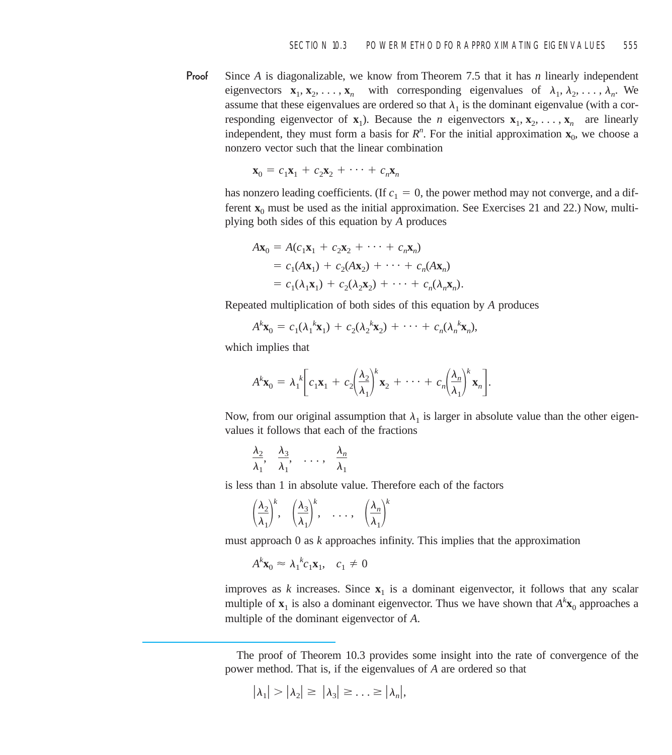**Proof** Since $A$ is diagonalizable, we know from Theorem 7.5 that it has $n$ linearly independent eigenvectors $\mathbf{x}_1, \mathbf{x}_2, \ldots, \mathbf{x}_n$ with corresponding eigenvalues of $\lambda_1, \lambda_2, \ldots, \lambda_n$. We assume that these eigenvalues are ordered so that $\lambda_1$ is the dominant eigenvalue (with a corresponding eigenvector of $\mathbf{x}_1$). Because the $n$ eigenvectors $\mathbf{x}_1, \mathbf{x}_2, \ldots, \mathbf{x}_n$ are linearly independent, they must form a basis for $R^n$. For the initial approximation $\mathbf{x}_0$, we choose a nonzero vector such that the linear combination

$$\mathbf{x}_0 = c_1\mathbf{x}_1 + c_2\mathbf{x}_2 + \cdots + c_n\mathbf{x}_n$$

has nonzero leading coefficients. (If $c_1 = 0$, the power method may not converge, and a different $\mathbf{x}_0$ must be used as the initial approximation. See Exercises 21 and 22.) Now, multiplying both sides of this equation by $A$ produces

$$\begin{aligned} A\mathbf{x}_0 &= A(c_1\mathbf{x}_1 + c_2\mathbf{x}_2 + \cdots + c_n\mathbf{x}_n) \\ &= c_1(A\mathbf{x}_1) + c_2(A\mathbf{x}_2) + \cdots + c_n(A\mathbf{x}_n) \\ &= c_1(\lambda_1\mathbf{x}_1) + c_2(\lambda_2\mathbf{x}_2) + \cdots + c_n(\lambda_n\mathbf{x}_n). \end{aligned}$$

Repeated multiplication of both sides of this equation by $A$ produces

$$A^k\mathbf{x}_0 = c_1(\lambda_1{}^k\mathbf{x}_1) + c_2(\lambda_2{}^k\mathbf{x}_2) + \cdots + c_n(\lambda_n{}^k\mathbf{x}_n),$$

which implies that

$$A^k\mathbf{x}_0 = \lambda_1{}^k\left[c_1\mathbf{x}_1 + c_2\left(\frac{\lambda_2}{\lambda_1}\right)^k\mathbf{x}_2 + \cdots + c_n\left(\frac{\lambda_n}{\lambda_1}\right)^k\mathbf{x}_n\right].$$

Now, from our original assumption that $\lambda_1$ is larger in absolute value than the other eigenvalues it follows that each of the fractions

$$\frac{\lambda_2}{\lambda_1}, \quad \frac{\lambda_3}{\lambda_1}, \quad \ldots, \quad \frac{\lambda_n}{\lambda_1}$$

is less than 1 in absolute value. Therefore each of the factors

$$\left(\frac{\lambda_2}{\lambda_1}\right)^k, \quad \left(\frac{\lambda_3}{\lambda_1}\right)^k, \quad \ldots, \quad \left(\frac{\lambda_n}{\lambda_1}\right)^k$$

must approach 0 as $k$ approaches infinity. This implies that the approximation

$$A^k\mathbf{x}_0 \approx \lambda_1{}^k c_1\mathbf{x}_1, \quad c_1 \neq 0$$

improves as $k$ increases. Since $\mathbf{x}_1$ is a dominant eigenvector, it follows that any scalar multiple of $\mathbf{x}_1$ is also a dominant eigenvector. Thus we have shown that $A^k\mathbf{x}_0$ approaches a multiple of the dominant eigenvector of $A$.

---

The proof of Theorem 10.3 provides some insight into the rate of convergence of the power method. That is, if the eigenvalues of $A$ are ordered so that

$$|\lambda_1| > |\lambda_2| \geq |\lambda_3| \geq \ldots \geq |\lambda_n|,$$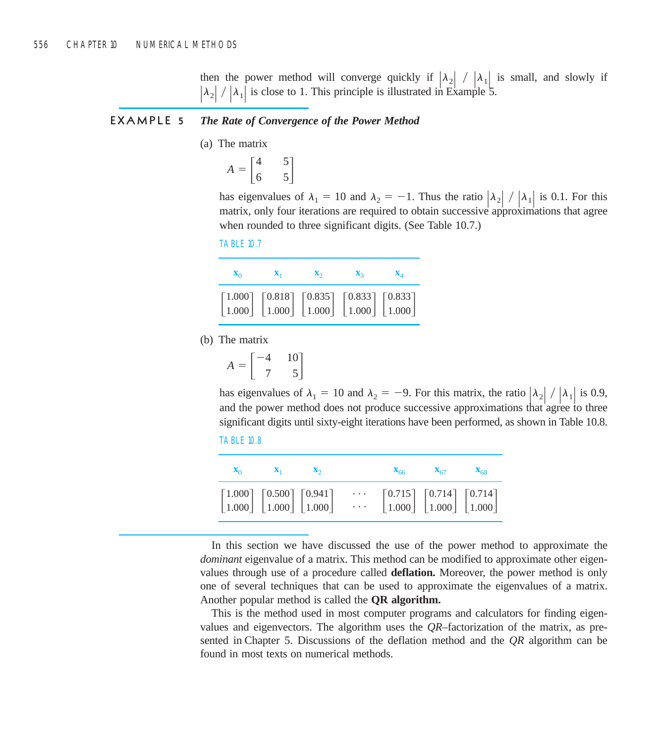then the power method will converge quickly if $|\lambda_2| / |\lambda_1|$ is small, and slowly if $|\lambda_2| / |\lambda_1|$ is close to 1. This principle is illustrated in Example 5.

**EXAMPLE 5** ***The Rate of Convergence of the Power Method***

(a) The matrix

$$A = \begin{bmatrix} 4 & 5 \\ 6 & 5 \end{bmatrix}$$

has eigenvalues of $\lambda_1 = 10$ and $\lambda_2 = -1$. Thus the ratio $|\lambda_2| / |\lambda_1|$ is 0.1. For this matrix, only four iterations are required to obtain successive approximations that agree when rounded to three significant digits. (See Table 10.7.)

TABLE 10.7

| $\mathbf{x}_0$ | $\mathbf{x}_1$ | $\mathbf{x}_2$ | $\mathbf{x}_3$ | $\mathbf{x}_4$ |
|---|---|---|---|---|
| $\begin{bmatrix} 1.000 \\ 1.000 \end{bmatrix}$ | $\begin{bmatrix} 0.818 \\ 1.000 \end{bmatrix}$ | $\begin{bmatrix} 0.835 \\ 1.000 \end{bmatrix}$ | $\begin{bmatrix} 0.833 \\ 1.000 \end{bmatrix}$ | $\begin{bmatrix} 0.833 \\ 1.000 \end{bmatrix}$ |

(b) The matrix

$$A = \begin{bmatrix} -4 & 10 \\ 7 & 5 \end{bmatrix}$$

has eigenvalues of $\lambda_1 = 10$ and $\lambda_2 = -9$. For this matrix, the ratio $|\lambda_2| / |\lambda_1|$ is 0.9, and the power method does not produce successive approximations that agree to three significant digits until sixty-eight iterations have been performed, as shown in Table 10.8.

TABLE 10.8

| $\mathbf{x}_0$ | $\mathbf{x}_1$ | $\mathbf{x}_2$ | | $\mathbf{x}_{66}$ | $\mathbf{x}_{67}$ | $\mathbf{x}_{68}$ |
|---|---|---|---|---|---|---|
| $\begin{bmatrix} 1.000 \\ 1.000 \end{bmatrix}$ | $\begin{bmatrix} 0.500 \\ 1.000 \end{bmatrix}$ | $\begin{bmatrix} 0.941 \\ 1.000 \end{bmatrix}$ | $\begin{matrix} \cdots \\ \cdots \end{matrix}$ | $\begin{bmatrix} 0.715 \\ 1.000 \end{bmatrix}$ | $\begin{bmatrix} 0.714 \\ 1.000 \end{bmatrix}$ | $\begin{bmatrix} 0.714 \\ 1.000 \end{bmatrix}$ |

In this section we have discussed the use of the power method to approximate the *dominant* eigenvalue of a matrix. This method can be modified to approximate other eigenvalues through use of a procedure called **deflation.** Moreover, the power method is only one of several techniques that can be used to approximate the eigenvalues of a matrix. Another popular method is called the **QR algorithm.**

This is the method used in most computer programs and calculators for finding eigenvalues and eigenvectors. The algorithm uses the *QR*–factorization of the matrix, as presented in Chapter 5. Discussions of the deflation method and the *QR* algorithm can be found in most texts on numerical methods.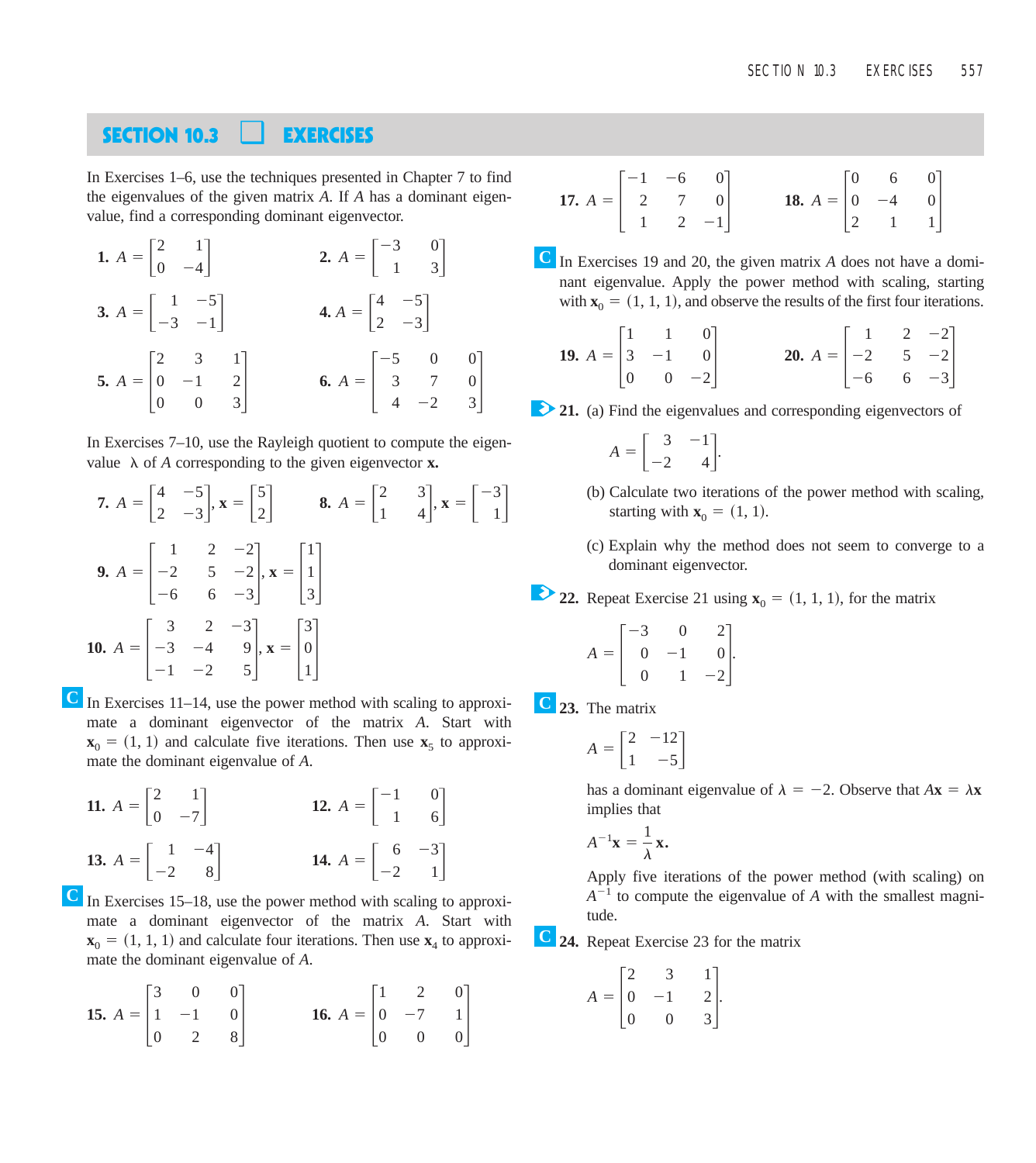## SECTION 10.3 EXERCISES

In Exercises 1–6, use the techniques presented in Chapter 7 to find the eigenvalues of the given matrix $A$. If $A$ has a dominant eigenvalue, find a corresponding dominant eigenvector.

**1.** $A = \begin{bmatrix} 2 & 1 \\ 0 & -4 \end{bmatrix}$

**2.** $A = \begin{bmatrix} -3 & 0 \\ 1 & 3 \end{bmatrix}$

**3.** $A = \begin{bmatrix} 1 & -5 \\ -3 & -1 \end{bmatrix}$

**4.** $A = \begin{bmatrix} 4 & -5 \\ 2 & -3 \end{bmatrix}$

**5.** $A = \begin{bmatrix} 2 & 3 & 1 \\ 0 & -1 & 2 \\ 0 & 0 & 3 \end{bmatrix}$

**6.** $A = \begin{bmatrix} -5 & 0 & 0 \\ 3 & 7 & 0 \\ 4 & -2 & 3 \end{bmatrix}$

In Exercises 7–10, use the Rayleigh quotient to compute the eigenvalue $\lambda$ of $A$ corresponding to the given eigenvector $\mathbf{x}$.

**7.** $A = \begin{bmatrix} 4 & -5 \\ 2 & -3 \end{bmatrix}, \mathbf{x} = \begin{bmatrix} 5 \\ 2 \end{bmatrix}$

**8.** $A = \begin{bmatrix} 2 & 3 \\ 1 & 4 \end{bmatrix}, \mathbf{x} = \begin{bmatrix} -3 \\ 1 \end{bmatrix}$

**9.** $A = \begin{bmatrix} 1 & 2 & -2 \\ -2 & 5 & -2 \\ -6 & 6 & -3 \end{bmatrix}, \mathbf{x} = \begin{bmatrix} 1 \\ 1 \\ 3 \end{bmatrix}$

**10.** $A = \begin{bmatrix} 3 & 2 & -3 \\ -3 & -4 & 9 \\ -1 & -2 & 5 \end{bmatrix}, \mathbf{x} = \begin{bmatrix} 3 \\ 0 \\ 1 \end{bmatrix}$

In Exercises 11–14, use the power method with scaling to approximate a dominant eigenvector of the matrix $A$. Start with $\mathbf{x}_0 = (1, 1)$ and calculate five iterations. Then use $\mathbf{x}_5$ to approximate the dominant eigenvalue of $A$.

**11.** $A = \begin{bmatrix} 2 & 1 \\ 0 & -7 \end{bmatrix}$

**12.** $A = \begin{bmatrix} -1 & 0 \\ 1 & 6 \end{bmatrix}$

**13.** $A = \begin{bmatrix} 1 & -4 \\ -2 & 8 \end{bmatrix}$

**14.** $A = \begin{bmatrix} 6 & -3 \\ -2 & 1 \end{bmatrix}$

In Exercises 15–18, use the power method with scaling to approximate a dominant eigenvector of the matrix $A$. Start with $\mathbf{x}_0 = (1, 1, 1)$ and calculate four iterations. Then use $\mathbf{x}_4$ to approximate the dominant eigenvalue of $A$.

**15.** $A = \begin{bmatrix} 3 & 0 & 0 \\ 1 & -1 & 0 \\ 0 & 2 & 8 \end{bmatrix}$

**16.** $A = \begin{bmatrix} 1 & 2 & 0 \\ 0 & -7 & 1 \\ 0 & 0 & 0 \end{bmatrix}$

**17.** $A = \begin{bmatrix} -1 & -6 & 0 \\ 2 & 7 & 0 \\ 1 & 2 & -1 \end{bmatrix}$

**18.** $A = \begin{bmatrix} 0 & 6 & 0 \\ 0 & -4 & 0 \\ 2 & 1 & 1 \end{bmatrix}$

In Exercises 19 and 20, the given matrix $A$ does not have a dominant eigenvalue. Apply the power method with scaling, starting with $\mathbf{x}_0 = (1, 1, 1)$, and observe the results of the first four iterations.

**19.** $A = \begin{bmatrix} 1 & 1 & 0 \\ 3 & -1 & 0 \\ 0 & 0 & -2 \end{bmatrix}$

**20.** $A = \begin{bmatrix} 1 & 2 & -2 \\ -2 & 5 & -2 \\ -6 & 6 & -3 \end{bmatrix}$

**21.** (a) Find the eigenvalues and corresponding eigenvectors of

$$A = \begin{bmatrix} 3 & -1 \\ -2 & 4 \end{bmatrix}.$$

(b) Calculate two iterations of the power method with scaling, starting with $\mathbf{x}_0 = (1, 1)$.

(c) Explain why the method does not seem to converge to a dominant eigenvector.

**22.** Repeat Exercise 21 using $\mathbf{x}_0 = (1, 1, 1)$, for the matrix

$$A = \begin{bmatrix} -3 & 0 & 2 \\ 0 & -1 & 0 \\ 0 & 1 & -2 \end{bmatrix}.$$

**23.** The matrix

$$A = \begin{bmatrix} 2 & -12 \\ 1 & -5 \end{bmatrix}$$

has a dominant eigenvalue of $\lambda = -2$. Observe that $A\mathbf{x} = \lambda\mathbf{x}$ implies that

$$A^{-1}\mathbf{x} = \frac{1}{\lambda}\mathbf{x}.$$

Apply five iterations of the power method (with scaling) on $A^{-1}$ to compute the eigenvalue of $A$ with the smallest magnitude.

**24.** Repeat Exercise 23 for the matrix

$$A = \begin{bmatrix} 2 & 3 & 1 \\ 0 & -1 & 2 \\ 0 & 0 & 3 \end{bmatrix}.$$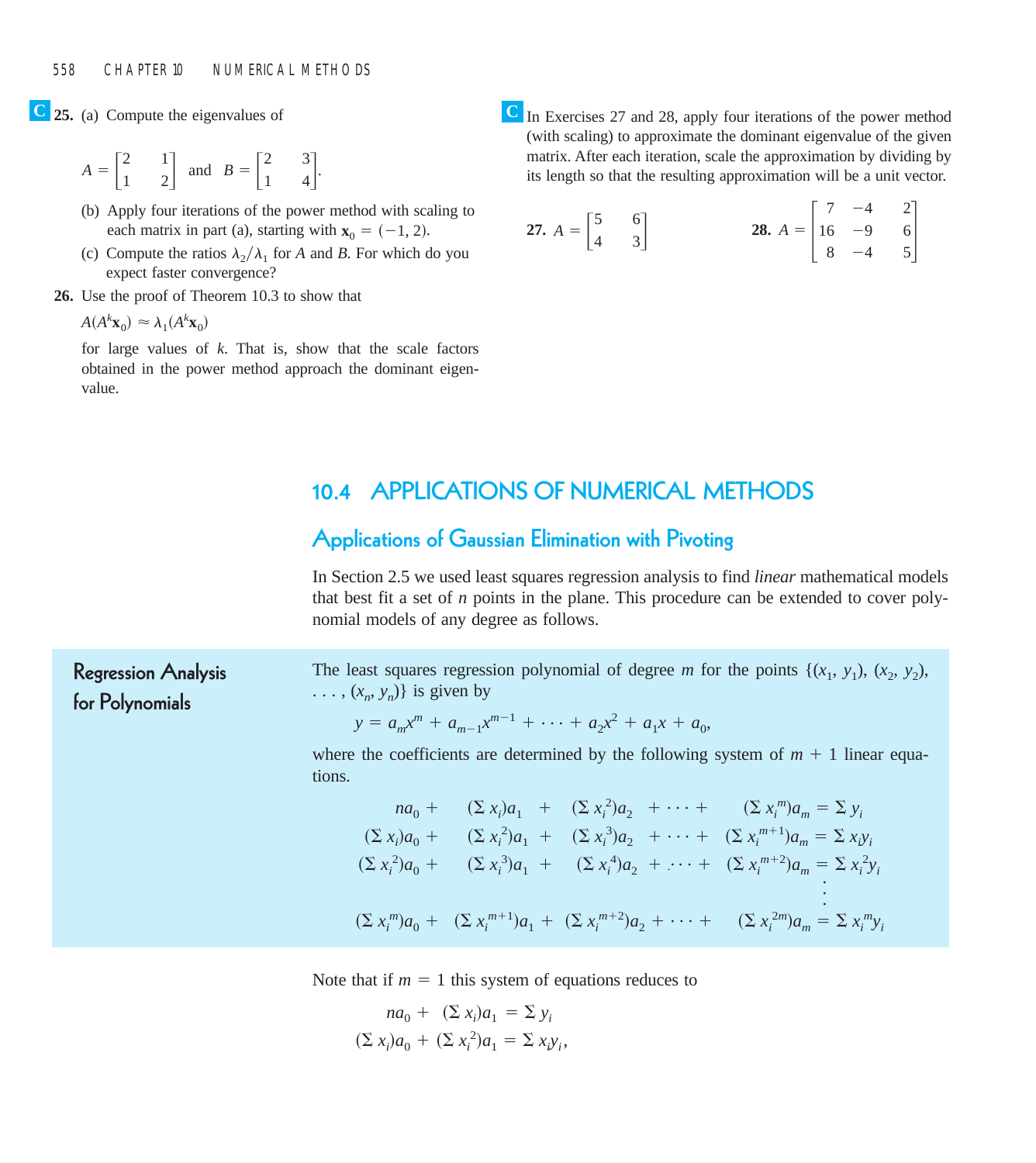**25.** (a) Compute the eigenvalues of

$$A = \begin{bmatrix} 2 & 1 \\ 1 & 2 \end{bmatrix} \text{ and } B = \begin{bmatrix} 2 & 3 \\ 1 & 4 \end{bmatrix}.$$

(b) Apply four iterations of the power method with scaling to each matrix in part (a), starting with $\mathbf{x}_0 = (-1, 2)$.

(c) Compute the ratios $\lambda_2/\lambda_1$ for $A$ and $B$. For which do you expect faster convergence?

**26.** Use the proof of Theorem 10.3 to show that

$$A(A^k\mathbf{x}_0) \approx \lambda_1(A^k\mathbf{x}_0)$$

for large values of $k$. That is, show that the scale factors obtained in the power method approach the dominant eigenvalue.

In Exercises 27 and 28, apply four iterations of the power method (with scaling) to approximate the dominant eigenvalue of the given matrix. After each iteration, scale the approximation by dividing by its length so that the resulting approximation will be a unit vector.

**27.** $A = \begin{bmatrix} 5 & 6 \\ 4 & 3 \end{bmatrix}$

**28.** $A = \begin{bmatrix} 7 & -4 & 2 \\ 16 & -9 & 6 \\ 8 & -4 & 5 \end{bmatrix}$

## 10.4 APPLICATIONS OF NUMERICAL METHODS

### Applications of Gaussian Elimination with Pivoting

In Section 2.5 we used least squares regression analysis to find *linear* mathematical models that best fit a set of $n$ points in the plane. This procedure can be extended to cover polynomial models of any degree as follows.

**Regression Analysis for Polynomials**

The least squares regression polynomial of degree $m$ for the points $\{(x_1, y_1), (x_2, y_2), \ldots, (x_n, y_n)\}$ is given by

$$y = a_m x^m + a_{m-1}x^{m-1} + \cdots + a_2x^2 + a_1x + a_0,$$

where the coefficients are determined by the following system of $m + 1$ linear equations.

$$\begin{aligned}
na_0 + (\Sigma x_i)a_1 + (\Sigma x_i^2)a_2 + \cdots + (\Sigma x_i^m)a_m &= \Sigma y_i \\
(\Sigma x_i)a_0 + (\Sigma x_i^2)a_1 + (\Sigma x_i^3)a_2 + \cdots + (\Sigma x_i^{m+1})a_m &= \Sigma x_iy_i \\
(\Sigma x_i^2)a_0 + (\Sigma x_i^3)a_1 + (\Sigma x_i^4)a_2 + \cdots + (\Sigma x_i^{m+2})a_m &= \Sigma x_i^2y_i \\
&\ \ \vdots \\
(\Sigma x_i^m)a_0 + (\Sigma x_i^{m+1})a_1 + (\Sigma x_i^{m+2})a_2 + \cdots + (\Sigma x_i^{2m})a_m &= \Sigma x_i^my_i
\end{aligned}$$

Note that if $m = 1$ this system of equations reduces to

$$\begin{aligned}
na_0 + (\Sigma x_i)a_1 &= \Sigma y_i \\
(\Sigma x_i)a_0 + (\Sigma x_i^2)a_1 &= \Sigma x_iy_i,
\end{aligned}$$